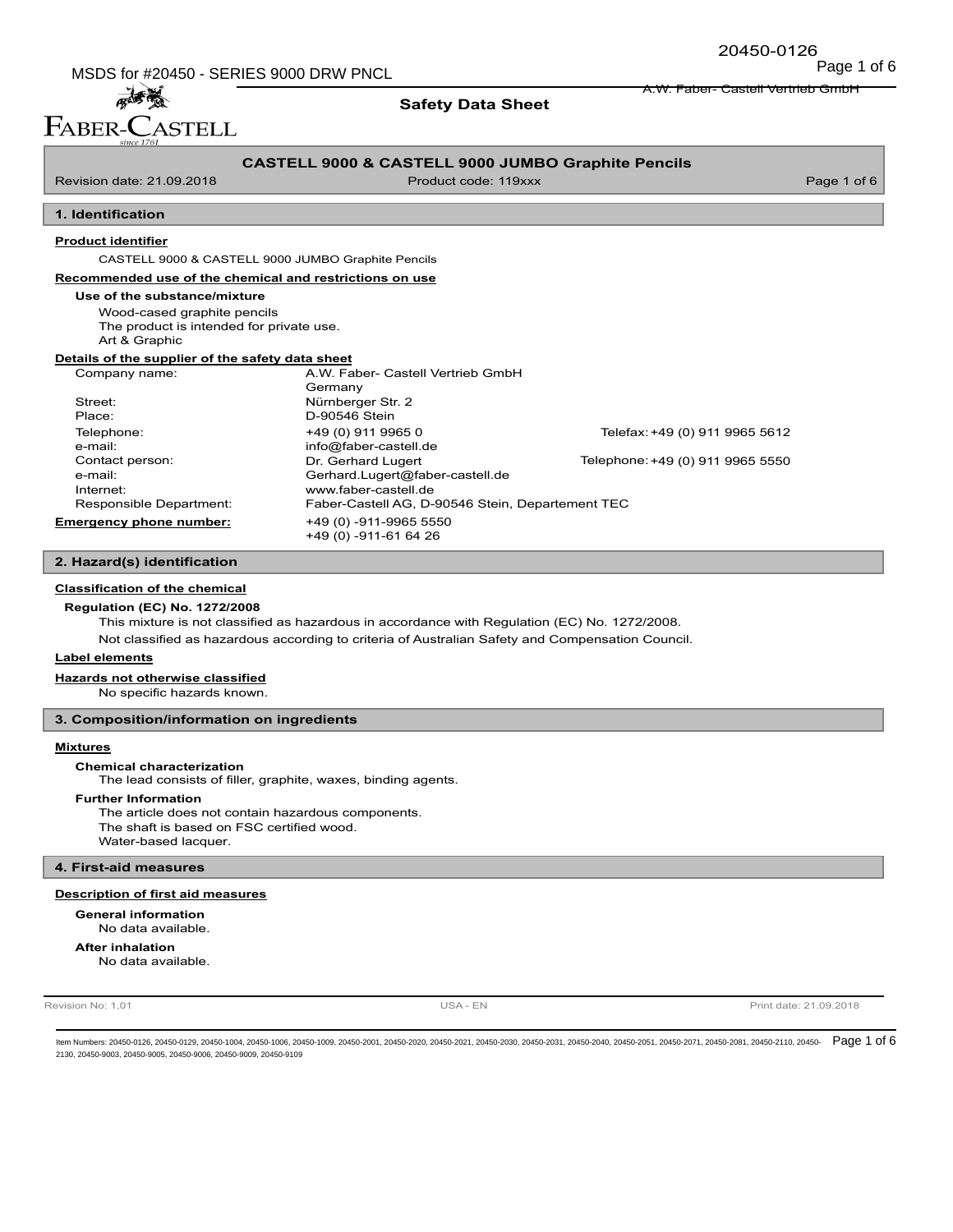# Safety Data Sheet

**CASTELL 9000 & CASTELL 9000 JUMBO Graphite Pencils**

Revision date: 21.09.2018 | Product code: 119xxx

## 1. Identification

**Product identifier**

CASTELL 9000 & CASTELL 9000 JUMBO Graphite Pencils

**Recommended use of the chemical and restrictions on use**

**Use of the substance/mixture**

Wood-cased graphite pencils
The product is intended for private use.
Art & Graphic

**Details of the supplier of the safety data sheet**

| | | | |
|---|---|---|---|
| Company name: | A.W. Faber- Castell Vertrieb GmbH<br>Germany | | |
| Street: | Nürnberger Str. 2 | | |
| Place: | D-90546 Stein | | |
| Telephone: | +49 (0) 911 9965 0 | Telefax: | +49 (0) 911 9965 5612 |
| e-mail: | info@faber-castell.de | | |
| Contact person: | Dr. Gerhard Lugert | Telephone: | +49 (0) 911 9965 5550 |
| e-mail: | Gerhard.Lugert@faber-castell.de | | |
| Internet: | www.faber-castell.de | | |
| Responsible Department: | Faber-Castell AG, D-90546 Stein, Departement TEC | | |
| **Emergency phone number:** | +49 (0) -911-9965 5550<br>+49 (0) -911-61 64 26 | | |

## 2. Hazard(s) identification

**Classification of the chemical**

**Regulation (EC) No. 1272/2008**

This mixture is not classified as hazardous in accordance with Regulation (EC) No. 1272/2008.

Not classified as hazardous according to criteria of Australian Safety and Compensation Council.

**Label elements**

**Hazards not otherwise classified**

No specific hazards known.

## 3. Composition/information on ingredients

**Mixtures**

**Chemical characterization**

The lead consists of filler, graphite, waxes, binding agents.

**Further Information**

The article does not contain hazardous components.
The shaft is based on FSC certified wood.
Water-based lacquer.

## 4. First-aid measures

**Description of first aid measures**

**General information**

No data available.

**After inhalation**

No data available.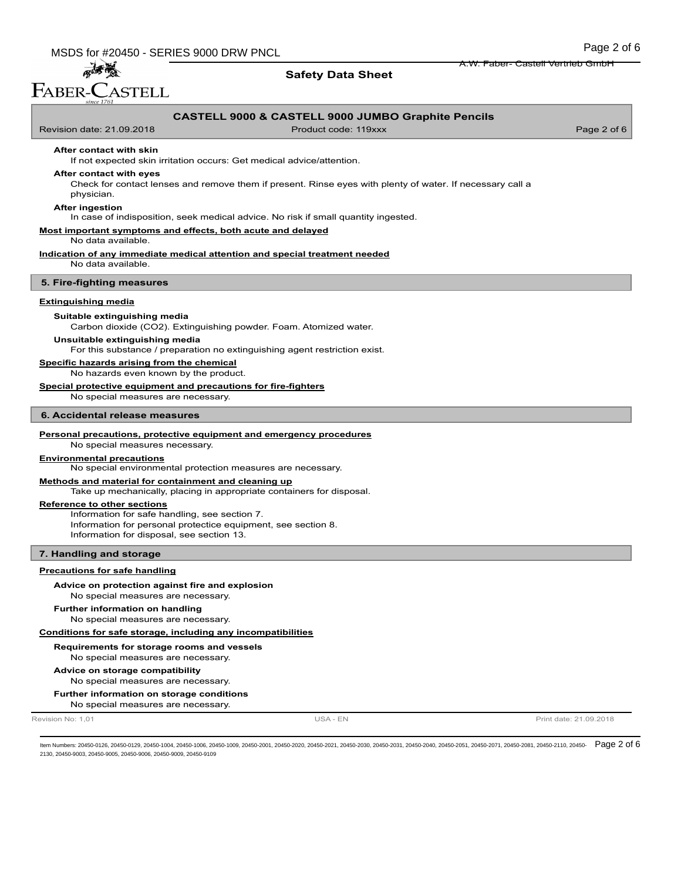**After contact with skin**

If not expected skin irritation occurs: Get medical advice/attention.

**After contact with eyes**

Check for contact lenses and remove them if present. Rinse eyes with plenty of water. If necessary call a physician.

**After ingestion**

In case of indisposition, seek medical advice. No risk if small quantity ingested.

**Most important symptoms and effects, both acute and delayed**

No data available.

**Indication of any immediate medical attention and special treatment needed**

No data available.

## 5. Fire-fighting measures

**Extinguishing media**

**Suitable extinguishing media**

Carbon dioxide ($CO_2$). Extinguishing powder. Foam. Atomized water.

**Unsuitable extinguishing media**

For this substance / preparation no extinguishing agent restriction exist.

**Specific hazards arising from the chemical**

No hazards even known by the product.

**Special protective equipment and precautions for fire-fighters**

No special measures are necessary.

## 6. Accidental release measures

**Personal precautions, protective equipment and emergency procedures**

No special measures necessary.

**Environmental precautions**

No special environmental protection measures are necessary.

**Methods and material for containment and cleaning up**

Take up mechanically, placing in appropriate containers for disposal.

**Reference to other sections**

Information for safe handling, see section 7.
Information for personal protectice equipment, see section 8.
Information for disposal, see section 13.

## 7. Handling and storage

**Precautions for safe handling**

**Advice on protection against fire and explosion**

No special measures are necessary.

**Further information on handling**

No special measures are necessary.

**Conditions for safe storage, including any incompatibilities**

**Requirements for storage rooms and vessels**

No special measures are necessary.

**Advice on storage compatibility**

No special measures are necessary.

**Further information on storage conditions**

No special measures are necessary.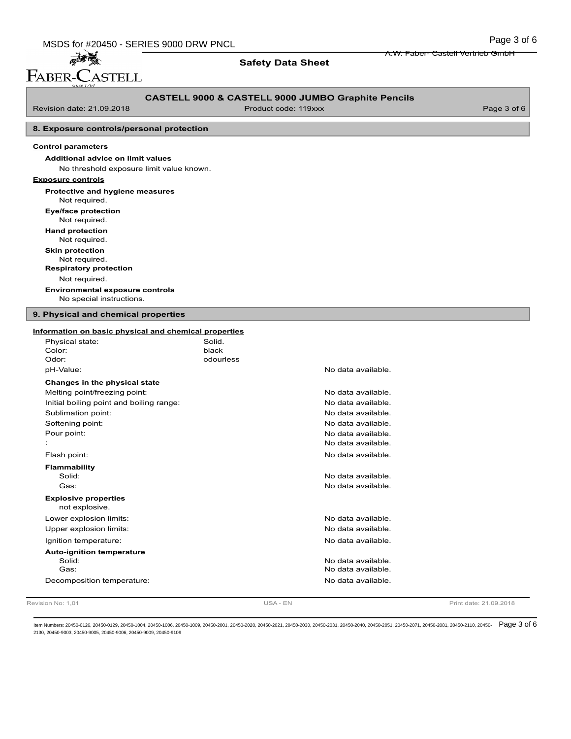## 8. Exposure controls/personal protection

**Control parameters**

**Additional advice on limit values**

No threshold exposure limit value known.

**Exposure controls**

**Protective and hygiene measures**

Not required.

**Eye/face protection**

Not required.

**Hand protection**

Not required.

**Skin protection**

Not required.

**Respiratory protection**

Not required.

**Environmental exposure controls**

No special instructions.

## 9. Physical and chemical properties

**Information on basic physical and chemical properties**

| | | |
|---|---|---|
| Physical state: | Solid. | |
| Color: | black | |
| Odor: | odourless | |
| pH-Value: | | No data available. |
| **Changes in the physical state** | | |
| Melting point/freezing point: | | No data available. |
| Initial boiling point and boiling range: | | No data available. |
| Sublimation point: | | No data available. |
| Softening point: | | No data available. |
| Pour point: | | No data available. |
| : | | No data available. |
| Flash point: | | No data available. |
| **Flammability** | | |
| Solid: | | No data available. |
| Gas: | | No data available. |
| **Explosive properties** | | |
| not explosive. | | |
| Lower explosion limits: | | No data available. |
| Upper explosion limits: | | No data available. |
| Ignition temperature: | | No data available. |
| **Auto-ignition temperature** | | |
| Solid: | | No data available. |
| Gas: | | No data available. |
| Decomposition temperature: | | No data available. |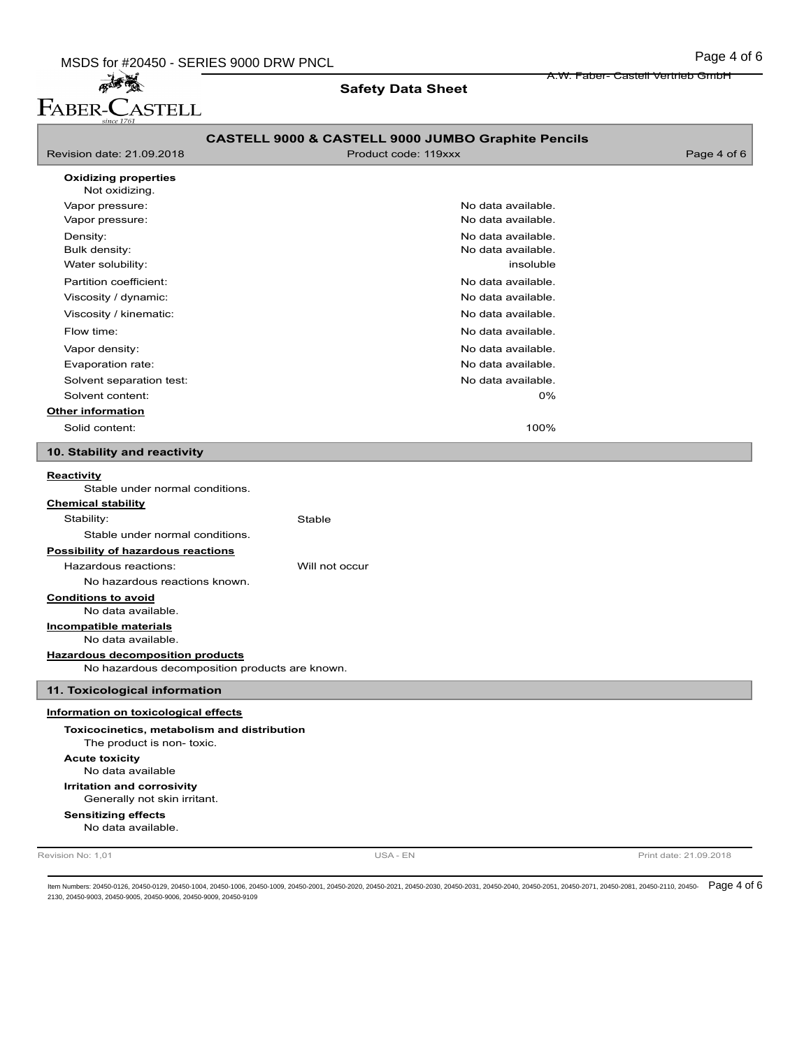**Oxidizing properties**

Not oxidizing.

| | |
|---|---|
| Vapor pressure: | No data available. |
| Vapor pressure: | No data available. |
| Density: | No data available. |
| Bulk density: | No data available. |
| Water solubility: | insoluble |
| Partition coefficient: | No data available. |
| Viscosity / dynamic: | No data available. |
| Viscosity / kinematic: | No data available. |
| Flow time: | No data available. |
| Vapor density: | No data available. |
| Evaporation rate: | No data available. |
| Solvent separation test: | No data available. |
| Solvent content: | 0% |

**Other information**

| | |
|---|---|
| Solid content: | 100% |

## 10. Stability and reactivity

**Reactivity**

Stable under normal conditions.

**Chemical stability**

Stability: Stable

Stable under normal conditions.

**Possibility of hazardous reactions**

Hazardous reactions: Will not occur

No hazardous reactions known.

**Conditions to avoid**

No data available.

**Incompatible materials**

No data available.

**Hazardous decomposition products**

No hazardous decomposition products are known.

## 11. Toxicological information

**Information on toxicological effects**

**Toxicocinetics, metabolism and distribution**

The product is non- toxic.

**Acute toxicity**

No data available

**Irritation and corrosivity**

Generally not skin irritant.

**Sensitizing effects**

No data available.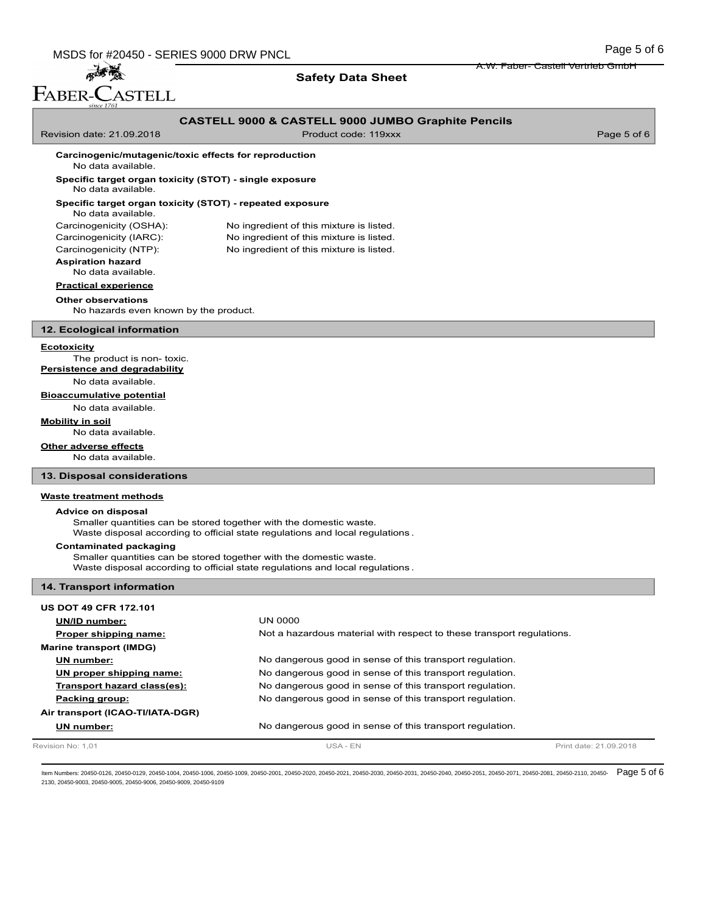**Carcinogenic/mutagenic/toxic effects for reproduction**

No data available.

**Specific target organ toxicity (STOT) - single exposure**

No data available.

**Specific target organ toxicity (STOT) - repeated exposure**

No data available.

| | |
|---|---|
| Carcinogenicity (OSHA): | No ingredient of this mixture is listed. |
| Carcinogenicity (IARC): | No ingredient of this mixture is listed. |
| Carcinogenicity (NTP): | No ingredient of this mixture is listed. |

**Aspiration hazard**

No data available.

**Practical experience**

**Other observations**

No hazards even known by the product.

## 12. Ecological information

**Ecotoxicity**

The product is non- toxic.

**Persistence and degradability**

No data available.

**Bioaccumulative potential**

No data available.

**Mobility in soil**

No data available.

**Other adverse effects**

No data available.

## 13. Disposal considerations

**Waste treatment methods**

**Advice on disposal**

Smaller quantities can be stored together with the domestic waste.
Waste disposal according to official state regulations and local regulations .

**Contaminated packaging**

Smaller quantities can be stored together with the domestic waste.
Waste disposal according to official state regulations and local regulations .

## 14. Transport information

**US DOT 49 CFR 172.101**

| | |
|---|---|
| **UN/ID number:** | UN 0000 |
| **Proper shipping name:** | Not a hazardous material with respect to these transport regulations. |

**Marine transport (IMDG)**

| | |
|---|---|
| **UN number:** | No dangerous good in sense of this transport regulation. |
| **UN proper shipping name:** | No dangerous good in sense of this transport regulation. |
| **Transport hazard class(es):** | No dangerous good in sense of this transport regulation. |
| **Packing group:** | No dangerous good in sense of this transport regulation. |

**Air transport (ICAO-TI/IATA-DGR)**

| | |
|---|---|
| **UN number:** | No dangerous good in sense of this transport regulation. |

Item Numbers: 20450-0126, 20450-0129, 20450-1004, 20450-1006, 20450-1009, 20450-2001, 20450-2020, 20450-2021, 20450-2030, 20450-2031, 20450-2040, 20450-2051, 20450-2071, 20450-2081, 20450-2110, 20450-2130, 20450-9003, 20450-9005, 20450-9006, 20450-9009, 20450-9109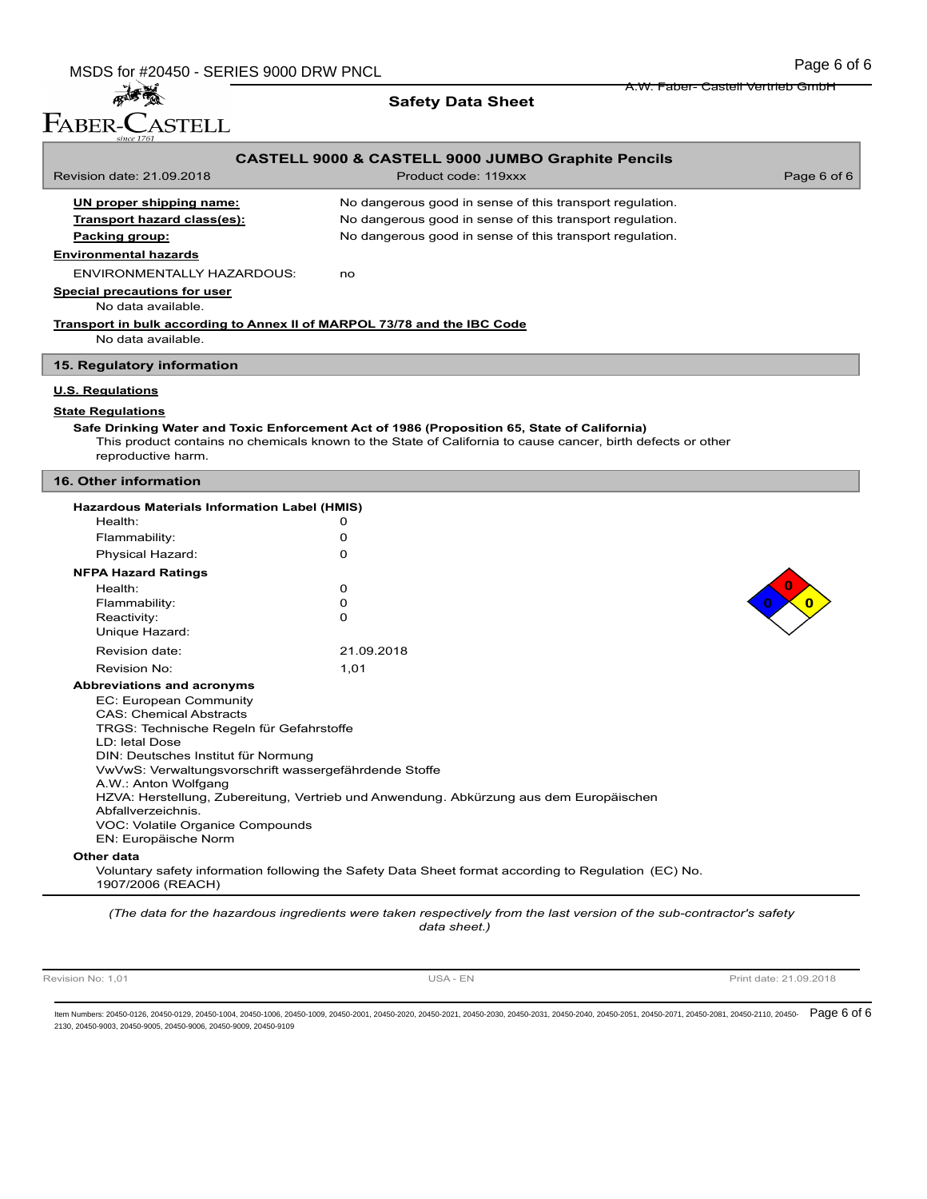**UN proper shipping name:** No dangerous good in sense of this transport regulation.

**Transport hazard class(es):** No dangerous good in sense of this transport regulation.

**Packing group:** No dangerous good in sense of this transport regulation.

**Environmental hazards**

ENVIRONMENTALLY HAZARDOUS: no

**Special precautions for user**

No data available.

**Transport in bulk according to Annex II of MARPOL 73/78 and the IBC Code**

No data available.

## 15. Regulatory information

**U.S. Regulations**

**State Regulations**

**Safe Drinking Water and Toxic Enforcement Act of 1986 (Proposition 65, State of California)**

This product contains no chemicals known to the State of California to cause cancer, birth defects or other reproductive harm.

## 16. Other information

**Hazardous Materials Information Label (HMIS)**

| | |
|---|---|
| Health: | 0 |
| Flammability: | 0 |
| Physical Hazard: | 0 |

**NFPA Hazard Ratings**

| | |
|---|---|
| Health: | 0 |
| Flammability: | 0 |
| Reactivity: | 0 |
| Unique Hazard: | |
| Revision date: | 21.09.2018 |
| Revision No: | 1,01 |

**Abbreviations and acronyms**

EC: European Community
CAS: Chemical Abstracts
TRGS: Technische Regeln für Gefahrstoffe
LD: letal Dose
DIN: Deutsches Institut für Normung
VwVwS: Verwaltungsvorschrift wassergefährdende Stoffe
A.W.: Anton Wolfgang
HZVA: Herstellung, Zubereitung, Vertrieb und Anwendung. Abkürzung aus dem Europäischen Abfallverzeichnis.
VOC: Volatile Organice Compounds
EN: Europäische Norm

**Other data**

Voluntary safety information following the Safety Data Sheet format according to Regulation (EC) No. 1907/2006 (REACH)

*(The data for the hazardous ingredients were taken respectively from the last version of the sub-contractor's safety data sheet.)*

Item Numbers: 20450-0126, 20450-0129, 20450-1004, 20450-1006, 20450-1009, 20450-2001, 20450-2020, 20450-2021, 20450-2030, 20450-2031, 20450-2040, 20450-2051, 20450-2071, 20450-2081, 20450-2110, 20450-2130, 20450-9003, 20450-9005, 20450-9006, 20450-9009, 20450-9109